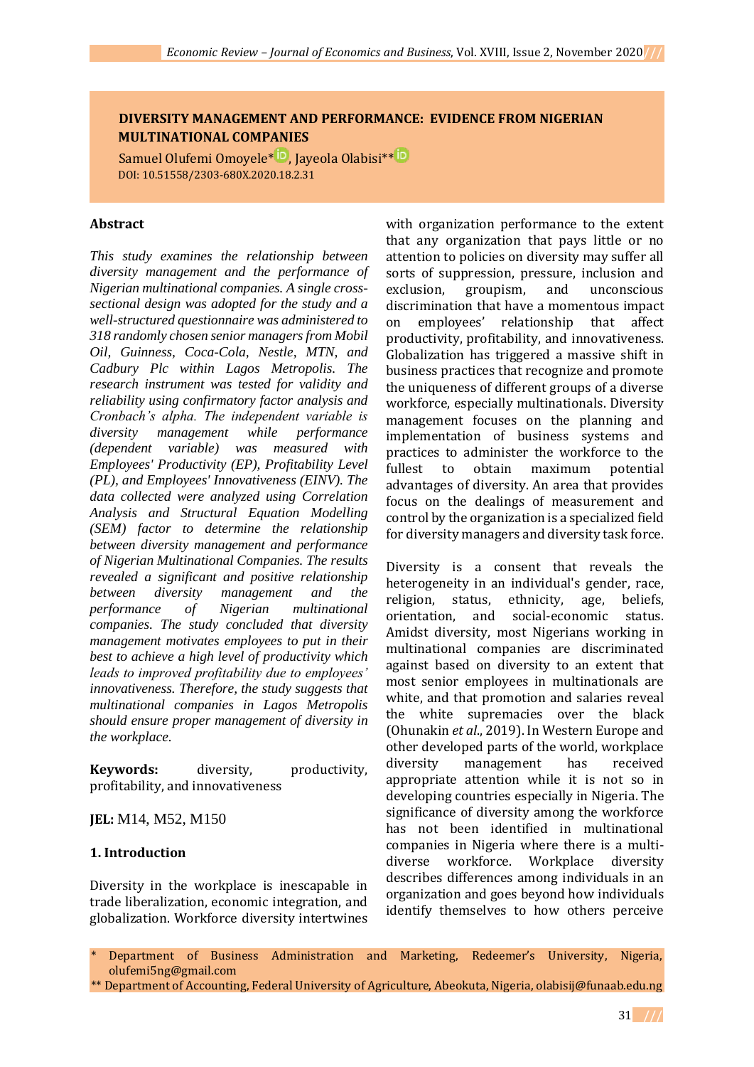# DIVERSITY MANAGEMENT AND PERFORMANCE: EVIDENCE FROM NIGERIAN MULTINATIONAL COMPANIES

Samuel Olufemi Omoyele*, Jayeola Olabisi**

DOI: 10.51558/2303-680X.2020.18.2.31

## Abstract

*This study examines the relationship between diversity management and the performance of Nigerian multinational companies. A single cross-sectional design was adopted for the study and a well-structured questionnaire was administered to 318 randomly chosen senior managers from Mobil Oil, Guinness, Coca-Cola, Nestle, MTN, and Cadbury Plc within Lagos Metropolis. The research instrument was tested for validity and reliability using confirmatory factor analysis and Cronbach's alpha. The independent variable is diversity management while performance (dependent variable) was measured with Employees' Productivity (EP), Profitability Level (PL), and Employees' Innovativeness (EINV). The data collected were analyzed using Correlation Analysis and Structural Equation Modelling (SEM) factor to determine the relationship between diversity management and performance of Nigerian Multinational Companies. The results revealed a significant and positive relationship between diversity management and the performance of Nigerian multinational companies. The study concluded that diversity management motivates employees to put in their best to achieve a high level of productivity which leads to improved profitability due to employees' innovativeness. Therefore, the study suggests that multinational companies in Lagos Metropolis should ensure proper management of diversity in the workplace.*

**Keywords:** diversity, productivity, profitability, and innovativeness

**JEL:** M14, M52, M150

## 1. Introduction

Diversity in the workplace is inescapable in trade liberalization, economic integration, and globalization. Workforce diversity intertwines with organization performance to the extent that any organization that pays little or no attention to policies on diversity may suffer all sorts of suppression, pressure, inclusion and exclusion, groupism, and unconscious discrimination that have a momentous impact on employees' relationship that affect productivity, profitability, and innovativeness. Globalization has triggered a massive shift in business practices that recognize and promote the uniqueness of different groups of a diverse workforce, especially multinationals. Diversity management focuses on the planning and implementation of business systems and practices to administer the workforce to the fullest to obtain maximum potential advantages of diversity. An area that provides focus on the dealings of measurement and control by the organization is a specialized field for diversity managers and diversity task force.

Diversity is a consent that reveals the heterogeneity in an individual's gender, race, religion, status, ethnicity, age, beliefs, orientation, and social-economic status. Amidst diversity, most Nigerians working in multinational companies are discriminated against based on diversity to an extent that most senior employees in multinationals are white, and that promotion and salaries reveal the white supremacies over the black (Ohunakin *et al*., 2019). In Western Europe and other developed parts of the world, workplace diversity management has received appropriate attention while it is not so in developing countries especially in Nigeria. The significance of diversity among the workforce has not been identified in multinational companies in Nigeria where there is a multi-diverse workforce. Workplace diversity describes differences among individuals in an organization and goes beyond how individuals identify themselves to how others perceive

\* Department of Business Administration and Marketing, Redeemer's University, Nigeria, olufemi5ng@gmail.com

** Department of Accounting, Federal University of Agriculture, Abeokuta, Nigeria, olabisij@funaab.edu.ng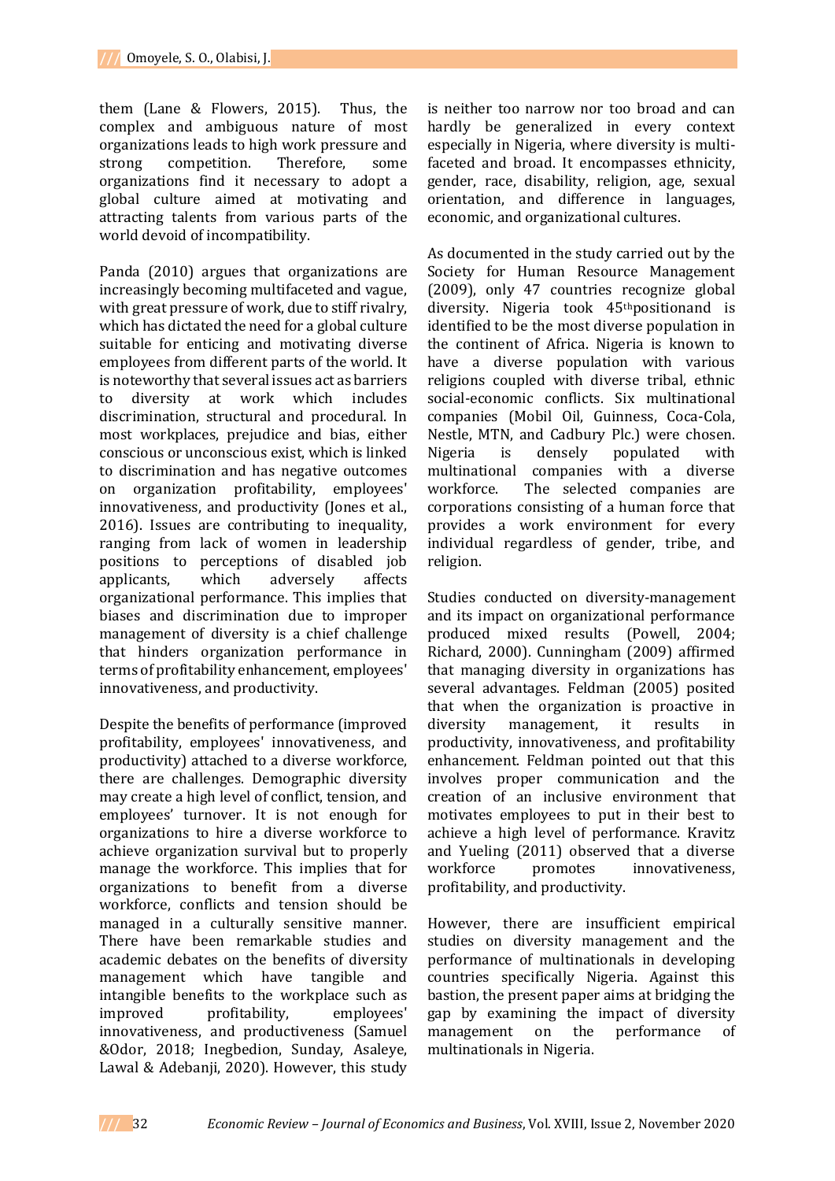them (Lane & Flowers, 2015). Thus, the complex and ambiguous nature of most organizations leads to high work pressure and strong competition. Therefore, some organizations find it necessary to adopt a global culture aimed at motivating and attracting talents from various parts of the world devoid of incompatibility.

Panda (2010) argues that organizations are increasingly becoming multifaceted and vague, with great pressure of work, due to stiff rivalry, which has dictated the need for a global culture suitable for enticing and motivating diverse employees from different parts of the world. It is noteworthy that several issues act as barriers to diversity at work which includes discrimination, structural and procedural. In most workplaces, prejudice and bias, either conscious or unconscious exist, which is linked to discrimination and has negative outcomes on organization profitability, employees' innovativeness, and productivity (Jones et al., 2016). Issues are contributing to inequality, ranging from lack of women in leadership positions to perceptions of disabled job applicants, which adversely affects organizational performance. This implies that biases and discrimination due to improper management of diversity is a chief challenge that hinders organization performance in terms of profitability enhancement, employees' innovativeness, and productivity.

Despite the benefits of performance (improved profitability, employees' innovativeness, and productivity) attached to a diverse workforce, there are challenges. Demographic diversity may create a high level of conflict, tension, and employees' turnover. It is not enough for organizations to hire a diverse workforce to achieve organization survival but to properly manage the workforce. This implies that for organizations to benefit from a diverse workforce, conflicts and tension should be managed in a culturally sensitive manner. There have been remarkable studies and academic debates on the benefits of diversity management which have tangible and intangible benefits to the workplace such as improved profitability, employees' innovativeness, and productiveness (Samuel &Odor, 2018; Inegbedion, Sunday, Asaleye, Lawal & Adebanji, 2020). However, this study is neither too narrow nor too broad and can hardly be generalized in every context especially in Nigeria, where diversity is multi-faceted and broad. It encompasses ethnicity, gender, race, disability, religion, age, sexual orientation, and difference in languages, economic, and organizational cultures.

As documented in the study carried out by the Society for Human Resource Management (2009), only 47 countries recognize global diversity. Nigeria took 45thpositionand is identified to be the most diverse population in the continent of Africa. Nigeria is known to have a diverse population with various religions coupled with diverse tribal, ethnic social-economic conflicts. Six multinational companies (Mobil Oil, Guinness, Coca-Cola, Nestle, MTN, and Cadbury Plc.) were chosen. Nigeria is densely populated with multinational companies with a diverse workforce. The selected companies are corporations consisting of a human force that provides a work environment for every individual regardless of gender, tribe, and religion.

Studies conducted on diversity-management and its impact on organizational performance produced mixed results (Powell, 2004; Richard, 2000). Cunningham (2009) affirmed that managing diversity in organizations has several advantages. Feldman (2005) posited that when the organization is proactive in diversity management, it results in productivity, innovativeness, and profitability enhancement. Feldman pointed out that this involves proper communication and the creation of an inclusive environment that motivates employees to put in their best to achieve a high level of performance. Kravitz and Yueling (2011) observed that a diverse workforce promotes innovativeness, profitability, and productivity.

However, there are insufficient empirical studies on diversity management and the performance of multinationals in developing countries specifically Nigeria. Against this bastion, the present paper aims at bridging the gap by examining the impact of diversity management on the performance of multinationals in Nigeria.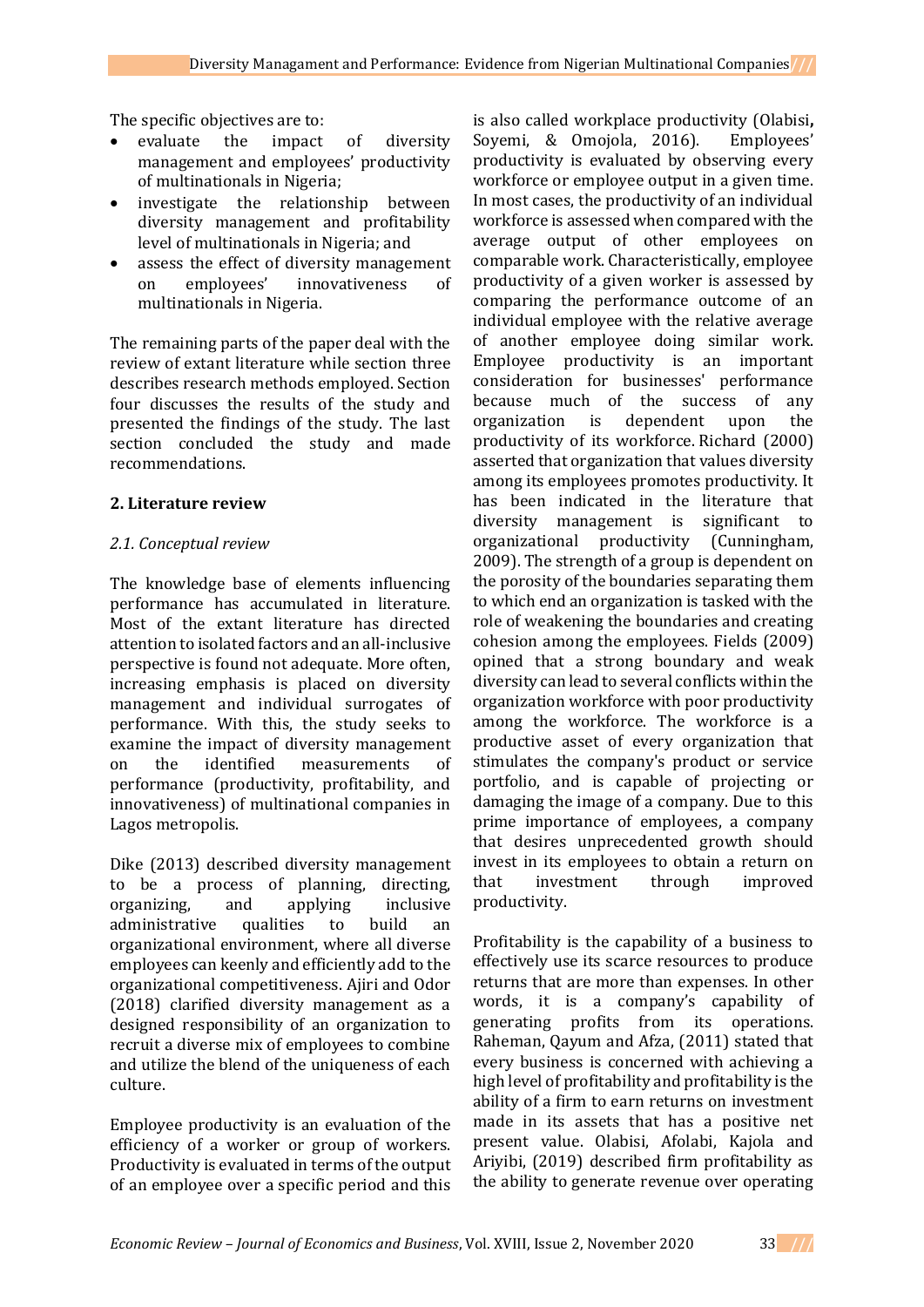The specific objectives are to:

- evaluate the impact of diversity management and employees' productivity of multinationals in Nigeria;
- investigate the relationship between diversity management and profitability level of multinationals in Nigeria; and
- assess the effect of diversity management on employees' innovativeness of multinationals in Nigeria.

The remaining parts of the paper deal with the review of extant literature while section three describes research methods employed. Section four discusses the results of the study and presented the findings of the study. The last section concluded the study and made recommendations.

## 2. Literature review

### *2.1. Conceptual review*

The knowledge base of elements influencing performance has accumulated in literature. Most of the extant literature has directed attention to isolated factors and an all-inclusive perspective is found not adequate. More often, increasing emphasis is placed on diversity management and individual surrogates of performance. With this, the study seeks to examine the impact of diversity management on the identified measurements of performance (productivity, profitability, and innovativeness) of multinational companies in Lagos metropolis.

Dike (2013) described diversity management to be a process of planning, directing, organizing, and applying inclusive administrative qualities to build an organizational environment, where all diverse employees can keenly and efficiently add to the organizational competitiveness. Ajiri and Odor (2018) clarified diversity management as a designed responsibility of an organization to recruit a diverse mix of employees to combine and utilize the blend of the uniqueness of each culture.

Employee productivity is an evaluation of the efficiency of a worker or group of workers. Productivity is evaluated in terms of the output of an employee over a specific period and this is also called workplace productivity (Olabisi, Soyemi, & Omojola, 2016). Employees' productivity is evaluated by observing every workforce or employee output in a given time. In most cases, the productivity of an individual workforce is assessed when compared with the average output of other employees on comparable work. Characteristically, employee productivity of a given worker is assessed by comparing the performance outcome of an individual employee with the relative average of another employee doing similar work. Employee productivity is an important consideration for businesses' performance because much of the success of any organization is dependent upon the productivity of its workforce. Richard (2000) asserted that organization that values diversity among its employees promotes productivity. It has been indicated in the literature that diversity management is significant to organizational productivity (Cunningham, 2009). The strength of a group is dependent on the porosity of the boundaries separating them to which end an organization is tasked with the role of weakening the boundaries and creating cohesion among the employees. Fields (2009) opined that a strong boundary and weak diversity can lead to several conflicts within the organization workforce with poor productivity among the workforce. The workforce is a productive asset of every organization that stimulates the company's product or service portfolio, and is capable of projecting or damaging the image of a company. Due to this prime importance of employees, a company that desires unprecedented growth should invest in its employees to obtain a return on that investment through improved productivity.

Profitability is the capability of a business to effectively use its scarce resources to produce returns that are more than expenses. In other words, it is a company's capability of generating profits from its operations. Raheman, Qayum and Afza, (2011) stated that every business is concerned with achieving a high level of profitability and profitability is the ability of a firm to earn returns on investment made in its assets that has a positive net present value. Olabisi, Afolabi, Kajola and Ariyibi, (2019) described firm profitability as the ability to generate revenue over operating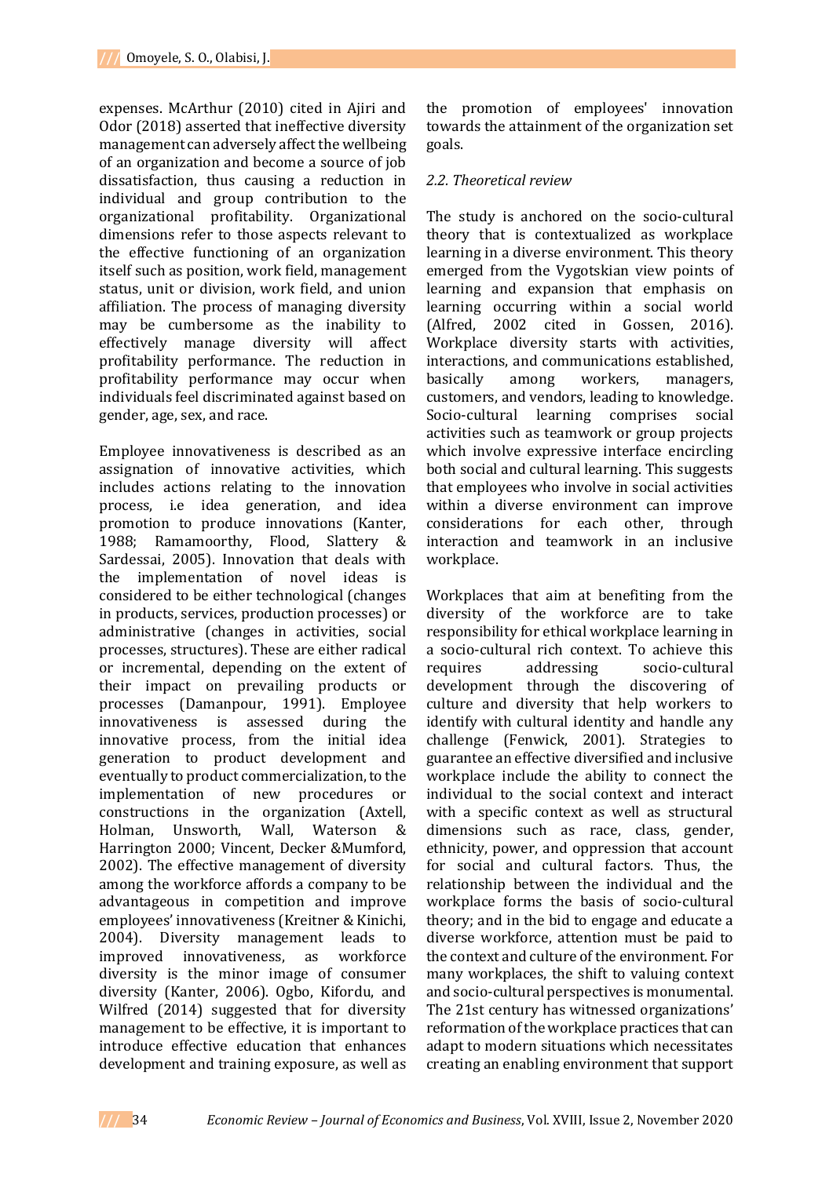expenses. McArthur (2010) cited in Ajiri and Odor (2018) asserted that ineffective diversity management can adversely affect the wellbeing of an organization and become a source of job dissatisfaction, thus causing a reduction in individual and group contribution to the organizational profitability. Organizational dimensions refer to those aspects relevant to the effective functioning of an organization itself such as position, work field, management status, unit or division, work field, and union affiliation. The process of managing diversity may be cumbersome as the inability to effectively manage diversity will affect profitability performance. The reduction in profitability performance may occur when individuals feel discriminated against based on gender, age, sex, and race.

Employee innovativeness is described as an assignation of innovative activities, which includes actions relating to the innovation process, i.e idea generation, and idea promotion to produce innovations (Kanter, 1988; Ramamoorthy, Flood, Slattery & Sardessai, 2005). Innovation that deals with the implementation of novel ideas is considered to be either technological (changes in products, services, production processes) or administrative (changes in activities, social processes, structures). These are either radical or incremental, depending on the extent of their impact on prevailing products or processes (Damanpour, 1991). Employee innovativeness is assessed during the innovative process, from the initial idea generation to product development and eventually to product commercialization, to the implementation of new procedures or constructions in the organization (Axtell, Holman, Unsworth, Wall, Waterson & Harrington 2000; Vincent, Decker &Mumford, 2002). The effective management of diversity among the workforce affords a company to be advantageous in competition and improve employees' innovativeness (Kreitner & Kinichi, 2004). Diversity management leads to improved innovativeness, as workforce diversity is the minor image of consumer diversity (Kanter, 2006). Ogbo, Kifordu, and Wilfred (2014) suggested that for diversity management to be effective, it is important to introduce effective education that enhances development and training exposure, as well as the promotion of employees' innovation towards the attainment of the organization set goals.

### *2.2. Theoretical review*

The study is anchored on the socio-cultural theory that is contextualized as workplace learning in a diverse environment. This theory emerged from the Vygotskian view points of learning and expansion that emphasis on learning occurring within a social world (Alfred, 2002 cited in Gossen, 2016). Workplace diversity starts with activities, interactions, and communications established, basically among workers, managers, customers, and vendors, leading to knowledge. Socio-cultural learning comprises social activities such as teamwork or group projects which involve expressive interface encircling both social and cultural learning. This suggests that employees who involve in social activities within a diverse environment can improve considerations for each other, through interaction and teamwork in an inclusive workplace.

Workplaces that aim at benefiting from the diversity of the workforce are to take responsibility for ethical workplace learning in a socio-cultural rich context. To achieve this requires addressing socio-cultural development through the discovering of culture and diversity that help workers to identify with cultural identity and handle any challenge (Fenwick, 2001). Strategies to guarantee an effective diversified and inclusive workplace include the ability to connect the individual to the social context and interact with a specific context as well as structural dimensions such as race, class, gender, ethnicity, power, and oppression that account for social and cultural factors. Thus, the relationship between the individual and the workplace forms the basis of socio-cultural theory; and in the bid to engage and educate a diverse workforce, attention must be paid to the context and culture of the environment. For many workplaces, the shift to valuing context and socio-cultural perspectives is monumental. The 21st century has witnessed organizations' reformation of the workplace practices that can adapt to modern situations which necessitates creating an enabling environment that support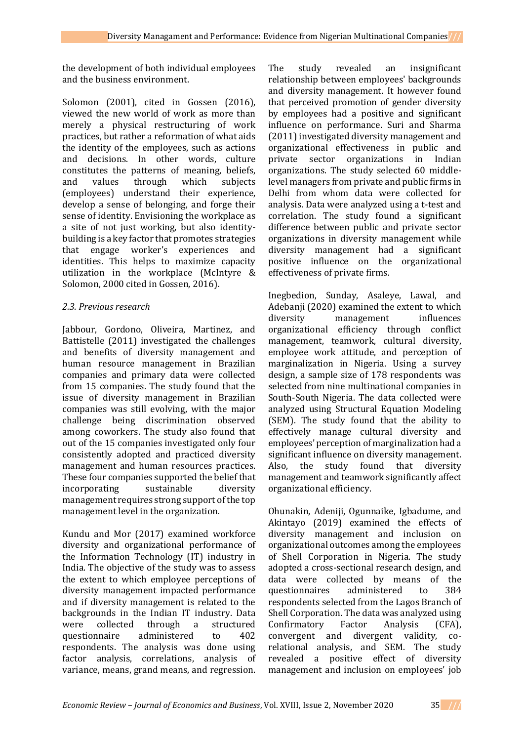the development of both individual employees and the business environment.

Solomon (2001), cited in Gossen (2016), viewed the new world of work as more than merely a physical restructuring of work practices, but rather a reformation of what aids the identity of the employees, such as actions and decisions. In other words, culture constitutes the patterns of meaning, beliefs, and values through which subjects (employees) understand their experience, develop a sense of belonging, and forge their sense of identity. Envisioning the workplace as a site of not just working, but also identity-building is a key factor that promotes strategies that engage worker's experiences and identities. This helps to maximize capacity utilization in the workplace (McIntyre & Solomon, 2000 cited in Gossen, 2016).

### *2.3. Previous research*

Jabbour, Gordono, Oliveira, Martinez, and Battistelle (2011) investigated the challenges and benefits of diversity management and human resource management in Brazilian companies and primary data were collected from 15 companies. The study found that the issue of diversity management in Brazilian companies was still evolving, with the major challenge being discrimination observed among coworkers. The study also found that out of the 15 companies investigated only four consistently adopted and practiced diversity management and human resources practices. These four companies supported the belief that incorporating sustainable diversity management requires strong support of the top management level in the organization.

Kundu and Mor (2017) examined workforce diversity and organizational performance of the Information Technology (IT) industry in India. The objective of the study was to assess the extent to which employee perceptions of diversity management impacted performance and if diversity management is related to the backgrounds in the Indian IT industry. Data were collected through a structured questionnaire administered to 402 respondents. The analysis was done using factor analysis, correlations, analysis of variance, means, grand means, and regression. The study revealed an insignificant relationship between employees' backgrounds and diversity management. It however found that perceived promotion of gender diversity by employees had a positive and significant influence on performance. Suri and Sharma (2011) investigated diversity management and organizational effectiveness in public and private sector organizations in Indian organizations. The study selected 60 middle-level managers from private and public firms in Delhi from whom data were collected for analysis. Data were analyzed using a t-test and correlation. The study found a significant difference between public and private sector organizations in diversity management while diversity management had a significant positive influence on the organizational effectiveness of private firms.

Inegbedion, Sunday, Asaleye, Lawal, and Adebanji (2020) examined the extent to which diversity management influences organizational efficiency through conflict management, teamwork, cultural diversity, employee work attitude, and perception of marginalization in Nigeria. Using a survey design, a sample size of 178 respondents was selected from nine multinational companies in South-South Nigeria. The data collected were analyzed using Structural Equation Modeling (SEM). The study found that the ability to effectively manage cultural diversity and employees' perception of marginalization had a significant influence on diversity management. Also, the study found that diversity management and teamwork significantly affect organizational efficiency.

Ohunakin, Adeniji, Ogunnaike, Igbadume, and Akintayo (2019) examined the effects of diversity management and inclusion on organizational outcomes among the employees of Shell Corporation in Nigeria. The study adopted a cross-sectional research design, and data were collected by means of the questionnaires administered to 384 respondents selected from the Lagos Branch of Shell Corporation. The data was analyzed using Confirmatory Factor Analysis (CFA), convergent and divergent validity, co-relational analysis, and SEM. The study revealed a positive effect of diversity management and inclusion on employees' job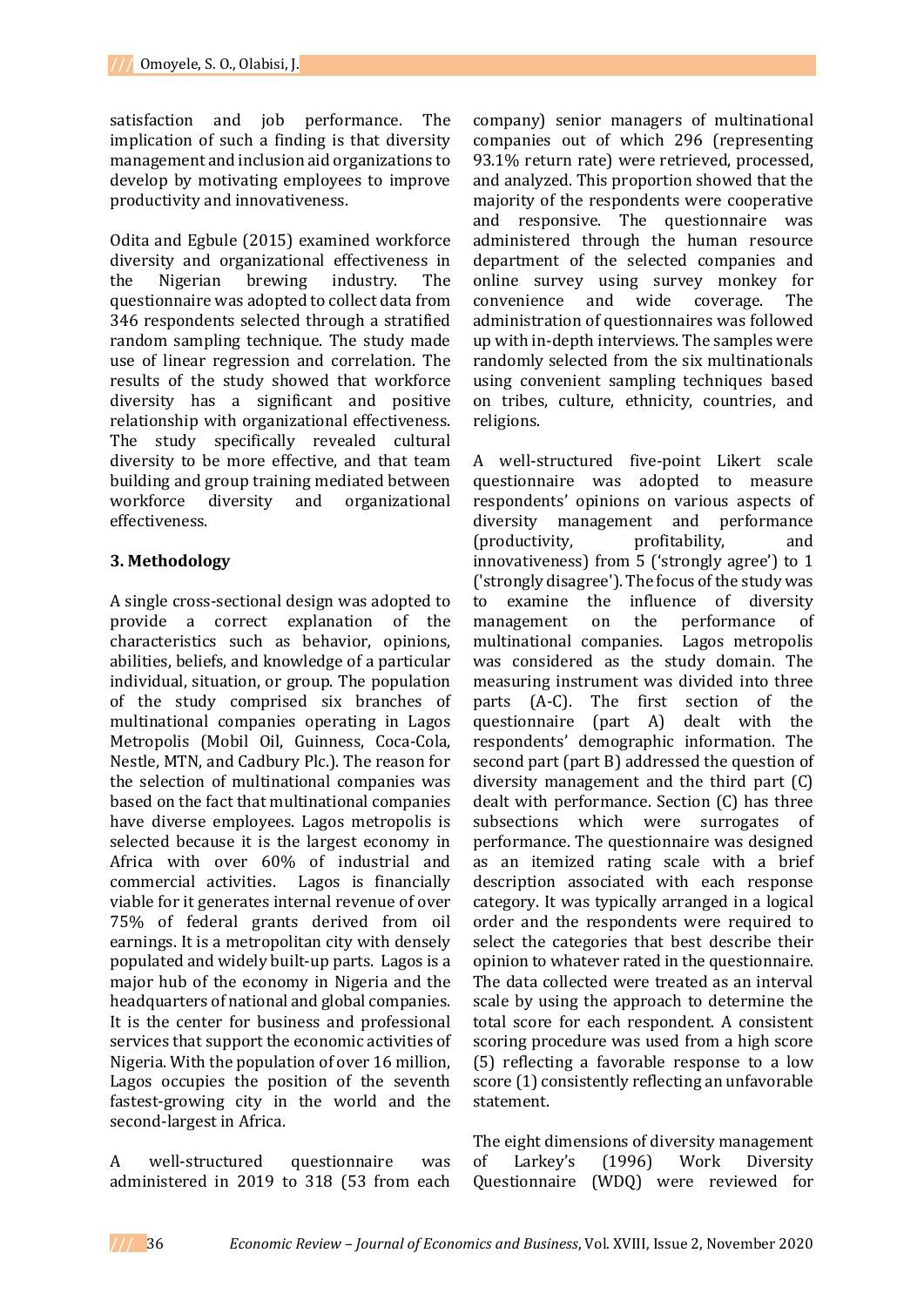satisfaction and job performance. The implication of such a finding is that diversity management and inclusion aid organizations to develop by motivating employees to improve productivity and innovativeness.

Odita and Egbule (2015) examined workforce diversity and organizational effectiveness in the Nigerian brewing industry. The questionnaire was adopted to collect data from 346 respondents selected through a stratified random sampling technique. The study made use of linear regression and correlation. The results of the study showed that workforce diversity has a significant and positive relationship with organizational effectiveness. The study specifically revealed cultural diversity to be more effective, and that team building and group training mediated between workforce diversity and organizational effectiveness.

## 3. Methodology

A single cross-sectional design was adopted to provide a correct explanation of the characteristics such as behavior, opinions, abilities, beliefs, and knowledge of a particular individual, situation, or group. The population of the study comprised six branches of multinational companies operating in Lagos Metropolis (Mobil Oil, Guinness, Coca-Cola, Nestle, MTN, and Cadbury Plc.). The reason for the selection of multinational companies was based on the fact that multinational companies have diverse employees. Lagos metropolis is selected because it is the largest economy in Africa with over 60% of industrial and commercial activities. Lagos is financially viable for it generates internal revenue of over 75% of federal grants derived from oil earnings. It is a metropolitan city with densely populated and widely built-up parts. Lagos is a major hub of the economy in Nigeria and the headquarters of national and global companies. It is the center for business and professional services that support the economic activities of Nigeria. With the population of over 16 million, Lagos occupies the position of the seventh fastest-growing city in the world and the second-largest in Africa.

A well-structured questionnaire was administered in 2019 to 318 (53 from each company) senior managers of multinational companies out of which 296 (representing 93.1% return rate) were retrieved, processed, and analyzed. This proportion showed that the majority of the respondents were cooperative and responsive. The questionnaire was administered through the human resource department of the selected companies and online survey using survey monkey for convenience and wide coverage. The administration of questionnaires was followed up with in-depth interviews. The samples were randomly selected from the six multinationals using convenient sampling techniques based on tribes, culture, ethnicity, countries, and religions.

A well-structured five-point Likert scale questionnaire was adopted to measure respondents' opinions on various aspects of diversity management and performance (productivity, profitability, and innovativeness) from 5 ('strongly agree') to 1 ('strongly disagree'). The focus of the study was to examine the influence of diversity management on the performance of multinational companies. Lagos metropolis was considered as the study domain. The measuring instrument was divided into three parts (A-C). The first section of the questionnaire (part A) dealt with the respondents' demographic information. The second part (part B) addressed the question of diversity management and the third part (C) dealt with performance. Section (C) has three subsections which were surrogates of performance. The questionnaire was designed as an itemized rating scale with a brief description associated with each response category. It was typically arranged in a logical order and the respondents were required to select the categories that best describe their opinion to whatever rated in the questionnaire. The data collected were treated as an interval scale by using the approach to determine the total score for each respondent. A consistent scoring procedure was used from a high score (5) reflecting a favorable response to a low score (1) consistently reflecting an unfavorable statement.

The eight dimensions of diversity management of Larkey's (1996) Work Diversity Questionnaire (WDQ) were reviewed for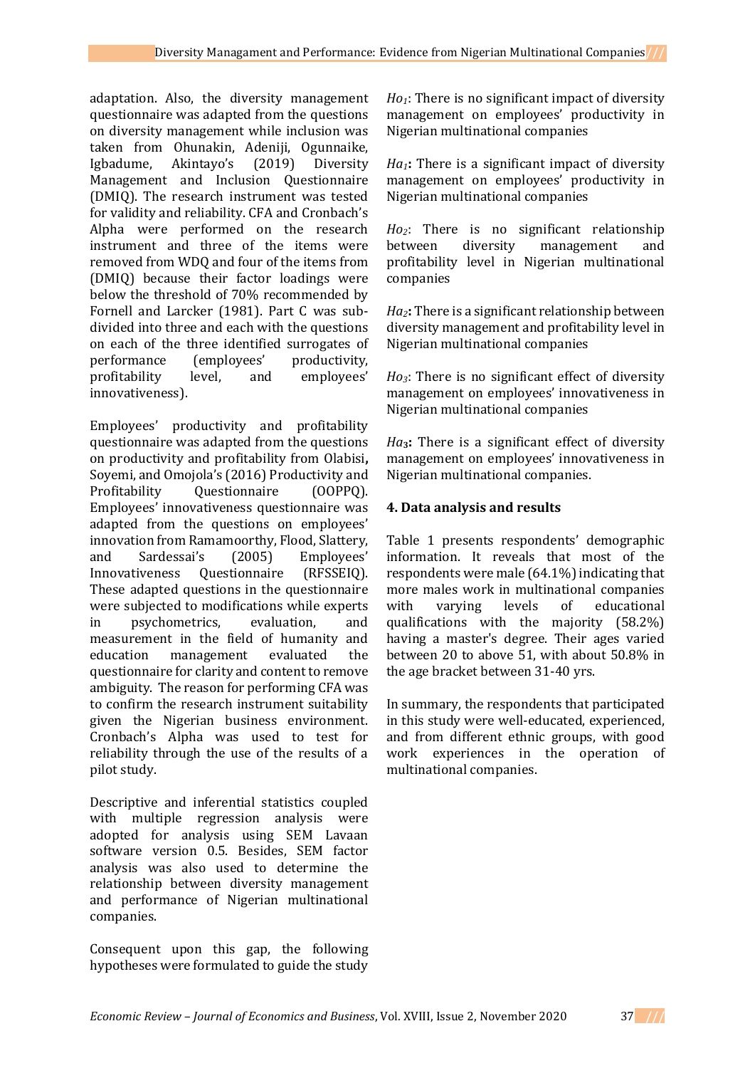adaptation. Also, the diversity management questionnaire was adapted from the questions on diversity management while inclusion was taken from Ohunakin, Adeniji, Ogunnaike, Igbadume, Akintayo's (2019) Diversity Management and Inclusion Questionnaire (DMIQ). The research instrument was tested for validity and reliability. CFA and Cronbach's Alpha were performed on the research instrument and three of the items were removed from WDQ and four of the items from (DMIQ) because their factor loadings were below the threshold of 70% recommended by Fornell and Larcker (1981). Part C was sub-divided into three and each with the questions on each of the three identified surrogates of performance (employees' productivity, profitability level, and employees' innovativeness).

Employees' productivity and profitability questionnaire was adapted from the questions on productivity and profitability from Olabisi**,** Soyemi, and Omojola's (2016) Productivity and Profitability Questionnaire (OOPPQ). Employees' innovativeness questionnaire was adapted from the questions on employees' innovation from Ramamoorthy, Flood, Slattery, and Sardessai's (2005) Employees' Innovativeness Questionnaire (RFSSEIQ). These adapted questions in the questionnaire were subjected to modifications while experts in psychometrics, evaluation, and measurement in the field of humanity and education management evaluated the questionnaire for clarity and content to remove ambiguity. The reason for performing CFA was to confirm the research instrument suitability given the Nigerian business environment. Cronbach's Alpha was used to test for reliability through the use of the results of a pilot study.

Descriptive and inferential statistics coupled with multiple regression analysis were adopted for analysis using SEM Lavaan software version 0.5. Besides, SEM factor analysis was also used to determine the relationship between diversity management and performance of Nigerian multinational companies.

Consequent upon this gap, the following hypotheses were formulated to guide the study

*$Ho_1$*: There is no significant impact of diversity management on employees' productivity in Nigerian multinational companies

*$Ha_1$***:** There is a significant impact of diversity management on employees' productivity in Nigerian multinational companies

*$Ho_2$*: There is no significant relationship between diversity management and profitability level in Nigerian multinational companies

*$Ha_2$***:** There is a significant relationship between diversity management and profitability level in Nigerian multinational companies

*$Ho_3$*: There is no significant effect of diversity management on employees' innovativeness in Nigerian multinational companies

*$Ha_3$***:** There is a significant effect of diversity management on employees' innovativeness in Nigerian multinational companies.

## 4. Data analysis and results

Table 1 presents respondents' demographic information. It reveals that most of the respondents were male (64.1%) indicating that more males work in multinational companies with varying levels of educational qualifications with the majority (58.2%) having a master's degree. Their ages varied between 20 to above 51, with about 50.8% in the age bracket between 31-40 yrs.

In summary, the respondents that participated in this study were well-educated, experienced, and from different ethnic groups, with good work experiences in the operation of multinational companies.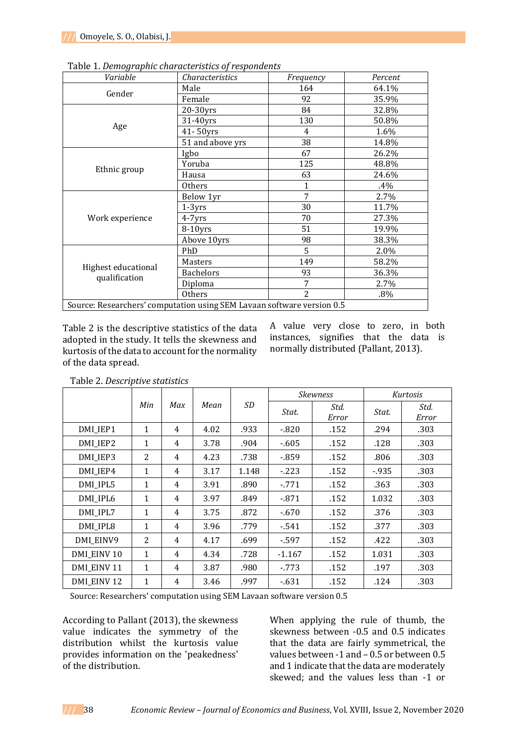Table 1. *Demographic characteristics of respondents*

| *Variable* | *Characteristics* | *Frequency* | *Percent* |
|---|---|---|---|
| Gender | Male | 164 | 64.1% |
| | Female | 92 | 35.9% |
| Age | 20-30yrs | 84 | 32.8% |
| | 31-40yrs | 130 | 50.8% |
| | 41- 50yrs | 4 | 1.6% |
| | 51 and above yrs | 38 | 14.8% |
| Ethnic group | Igbo | 67 | 26.2% |
| | Yoruba | 125 | 48.8% |
| | Hausa | 63 | 24.6% |
| | Others | 1 | .4% |
| Work experience | Below 1yr | 7 | 2.7% |
| | 1-3yrs | 30 | 11.7% |
| | 4-7yrs | 70 | 27.3% |
| | 8-10yrs | 51 | 19.9% |
| | Above 10yrs | 98 | 38.3% |
| Highest educational qualification | PhD | 5 | 2.0% |
| | Masters | 149 | 58.2% |
| | Bachelors | 93 | 36.3% |
| | Diploma | 7 | 2.7% |
| | Others | 2 | .8% |

Source: Researchers' computation using SEM Lavaan software version 0.5

Table 2 is the descriptive statistics of the data adopted in the study. It tells the skewness and kurtosis of the data to account for the normality of the data spread. A value very close to zero, in both instances, signifies that the data is normally distributed (Pallant, 2013).

Table 2. *Descriptive statistics*

| | *Min* | *Max* | *Mean* | *SD* | *Skewness* | | *Kurtosis* | |
|---|---|---|---|---|---|---|---|---|
| | | | | | *Stat.* | *Std. Error* | *Stat.* | *Std. Error* |
| DMI_IEP1 | 1 | 4 | 4.02 | .933 | -.820 | .152 | .294 | .303 |
| DMI_IEP2 | 1 | 4 | 3.78 | .904 | -.605 | .152 | .128 | .303 |
| DMI_IEP3 | 2 | 4 | 4.23 | .738 | -.859 | .152 | .806 | .303 |
| DMI_IEP4 | 1 | 4 | 3.17 | 1.148 | -.223 | .152 | -.935 | .303 |
| DMI_IPL5 | 1 | 4 | 3.91 | .890 | -.771 | .152 | .363 | .303 |
| DMI_IPL6 | 1 | 4 | 3.97 | .849 | -.871 | .152 | 1.032 | .303 |
| DMI_IPL7 | 1 | 4 | 3.75 | .872 | -.670 | .152 | .376 | .303 |
| DMI_IPL8 | 1 | 4 | 3.96 | .779 | -.541 | .152 | .377 | .303 |
| DMI_EINV9 | 2 | 4 | 4.17 | .699 | -.597 | .152 | .422 | .303 |
| DMI_EINV 10 | 1 | 4 | 4.34 | .728 | -1.167 | .152 | 1.031 | .303 |
| DMI_EINV 11 | 1 | 4 | 3.87 | .980 | -.773 | .152 | .197 | .303 |
| DMI_EINV 12 | 1 | 4 | 3.46 | .997 | -.631 | .152 | .124 | .303 |

Source: Researchers' computation using SEM Lavaan software version 0.5

According to Pallant (2013), the skewness value indicates the symmetry of the distribution whilst the kurtosis value provides information on the 'peakedness' of the distribution.

When applying the rule of thumb, the skewness between -0.5 and 0.5 indicates that the data are fairly symmetrical, the values between -1 and – 0.5 or between 0.5 and 1 indicate that the data are moderately skewed; and the values less than -1 or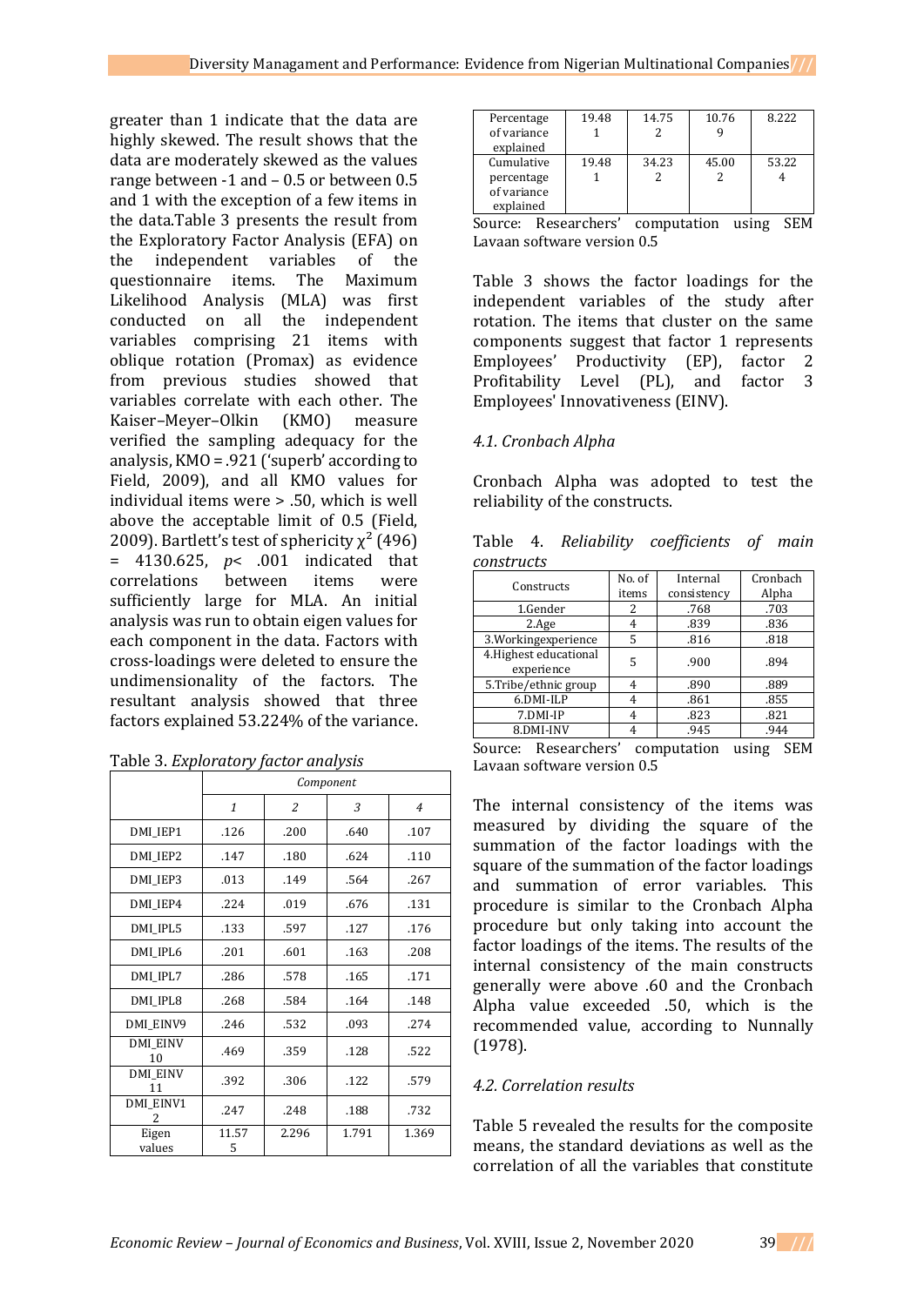greater than 1 indicate that the data are highly skewed. The result shows that the data are moderately skewed as the values range between -1 and – 0.5 or between 0.5 and 1 with the exception of a few items in the data.Table 3 presents the result from the Exploratory Factor Analysis (EFA) on the independent variables of the questionnaire items. The Maximum Likelihood Analysis (MLA) was first conducted on all the independent variables comprising 21 items with oblique rotation (Promax) as evidence from previous studies showed that variables correlate with each other. The Kaiser–Meyer–Olkin (KMO) measure verified the sampling adequacy for the analysis, KMO = .921 ('superb' according to Field, 2009), and all KMO values for individual items were > .50, which is well above the acceptable limit of 0.5 (Field, 2009). Bartlett's test of sphericity $\chi^2$ (496) = 4130.625, $p < .001$ indicated that correlations between items were sufficiently large for MLA. An initial analysis was run to obtain eigen values for each component in the data. Factors with cross-loadings were deleted to ensure the undimensionality of the factors. The resultant analysis showed that three factors explained 53.224% of the variance.

Table 3. *Exploratory factor analysis*

| | Component | | | |
|---|---|---|---|---|
| | *1* | *2* | *3* | *4* |
| DMI_IEP1 | .126 | .200 | .640 | .107 |
| DMI_IEP2 | .147 | .180 | .624 | .110 |
| DMI_IEP3 | .013 | .149 | .564 | .267 |
| DMI_IEP4 | .224 | .019 | .676 | .131 |
| DMI_IPL5 | .133 | .597 | .127 | .176 |
| DMI_IPL6 | .201 | .601 | .163 | .208 |
| DMI_IPL7 | .286 | .578 | .165 | .171 |
| DMI_IPL8 | .268 | .584 | .164 | .148 |
| DMI_EINV9 | .246 | .532 | .093 | .274 |
| DMI_EINV 10 | .469 | .359 | .128 | .522 |
| DMI_EINV 11 | .392 | .306 | .122 | .579 |
| DMI_EINV12 | .247 | .248 | .188 | .732 |
| Eigen values | 11.575 | 2.296 | 1.791 | 1.369 |
| Percentage of variance explained | 19.481 | 14.752 | 10.769 | 8.222 |
| Cumulative percentage of variance explained | 19.481 | 34.232 | 45.002 | 53.224 |

Source: Researchers' computation using SEM Lavaan software version 0.5

Table 3 shows the factor loadings for the independent variables of the study after rotation. The items that cluster on the same components suggest that factor 1 represents Employees' Productivity (EP), factor 2 Profitability Level (PL), and factor 3 Employees' Innovativeness (EINV).

### *4.1. Cronbach Alpha*

Cronbach Alpha was adopted to test the reliability of the constructs.

Table 4. *Reliability coefficients of main constructs*

| Constructs | No. of items | Internal consistency | Cronbach Alpha |
|---|---|---|---|
| 1.Gender | 2 | .768 | .703 |
| 2.Age | 4 | .839 | .836 |
| 3.Workingexperience | 5 | .816 | .818 |
| 4.Highest educational experience | 5 | .900 | .894 |
| 5.Tribe/ethnic group | 4 | .890 | .889 |
| 6.DMI-ILP | 4 | .861 | .855 |
| 7.DMI-IP | 4 | .823 | .821 |
| 8.DMI-INV | 4 | .945 | .944 |

Source: Researchers' computation using SEM Lavaan software version 0.5

The internal consistency of the items was measured by dividing the square of the summation of the factor loadings with the square of the summation of the factor loadings and summation of error variables. This procedure is similar to the Cronbach Alpha procedure but only taking into account the factor loadings of the items. The results of the internal consistency of the main constructs generally were above .60 and the Cronbach Alpha value exceeded .50, which is the recommended value, according to Nunnally (1978).

### *4.2. Correlation results*

Table 5 revealed the results for the composite means, the standard deviations as well as the correlation of all the variables that constitute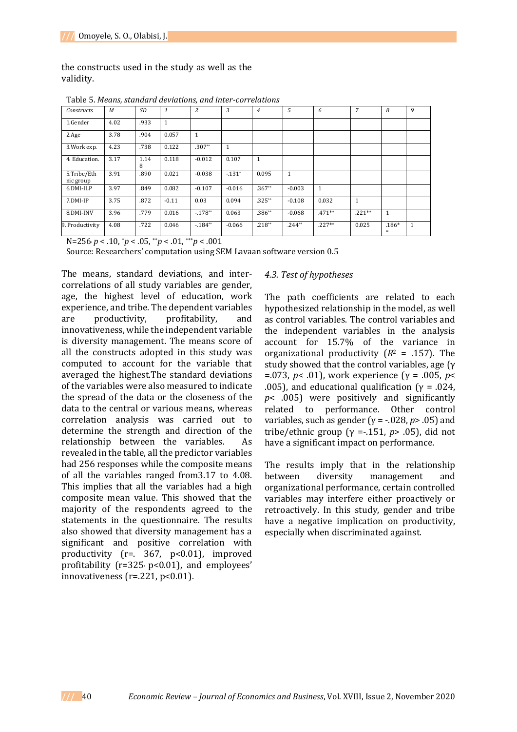the constructs used in the study as well as the validity.

Table 5. *Means, standard deviations, and inter-correlations*

| *Constructs* | *M* | *SD* | *1* | *2* | *3* | *4* | *5* | *6* | *7* | *8* | *9* |
|---|---|---|---|---|---|---|---|---|---|---|---|
| 1.Gender | 4.02 | .933 | 1 | | | | | | | | |
| 2.Age | 3.78 | .904 | 0.057 | 1 | | | | | | | |
| 3.Work exp. | 4.23 | .738 | 0.122 | .307** | 1 | | | | | | |
| 4. Education. | 3.17 | 1.148 | 0.118 | -0.012 | 0.107 | 1 | | | | | |
| 5.Tribe/Ethnic group | 3.91 | .890 | 0.021 | -0.038 | -.131* | 0.095 | 1 | | | | |
| 6.DMI-ILP | 3.97 | .849 | 0.082 | -0.107 | -0.016 | .367** | -0.003 | 1 | | | |
| 7.DMI-IP | 3.75 | .872 | -0.11 | 0.03 | 0.094 | .325** | -0.108 | 0.032 | 1 | | |
| 8.DMI-INV | 3.96 | .779 | 0.016 | -.178** | 0.063 | .386** | -0.068 | .471** | .221** | 1 | |
| 9. Productivity | 4.08 | .722 | 0.046 | -.184** | -0.066 | .218** | .244** | .227** | 0.025 | .186** | 1 |

N=256, $p < .10$, $^{*}p < .05$, $^{**}p < .01$, $^{***}p < .001$

Source: Researchers' computation using SEM Lavaan software version 0.5

The means, standard deviations, and inter-correlations of all study variables are gender, age, the highest level of education, work experience, and tribe. The dependent variables are productivity, profitability, and innovativeness, while the independent variable is diversity management. The means score of all the constructs adopted in this study was computed to account for the variable that averaged the highest.The standard deviations of the variables were also measured to indicate the spread of the data or the closeness of the data to the central or various means, whereas correlation analysis was carried out to determine the strength and direction of the relationship between the variables. As revealed in the table, all the predictor variables had 256 responses while the composite means of all the variables ranged from3.17 to 4.08. This implies that all the variables had a high composite mean value. This showed that the majority of the respondents agreed to the statements in the questionnaire. The results also showed that diversity management has a significant and positive correlation with productivity (r=. 367, p<0.01), improved profitability (r=325, p<0.01), and employees' innovativeness (r=.221, p<0.01).

### *4.3. Test of hypotheses*

The path coefficients are related to each hypothesized relationship in the model, as well as control variables. The control variables and the independent variables in the analysis account for 15.7% of the variance in organizational productivity ($R^2$ = .157). The study showed that the control variables, age ($\gamma$ =.073, $p$< .01), work experience ($\gamma$ = .005, $p$< .005), and educational qualification ($\gamma$ = .024, $p$< .005) were positively and significantly related to performance. Other control variables, such as gender ($\gamma$ = -.028, $p$> .05) and tribe/ethnic group ($\gamma$ =-.151, $p$> .05), did not have a significant impact on performance.

The results imply that in the relationship between diversity management and organizational performance, certain controlled variables may interfere either proactively or retroactively. In this study, gender and tribe have a negative implication on productivity, especially when discriminated against.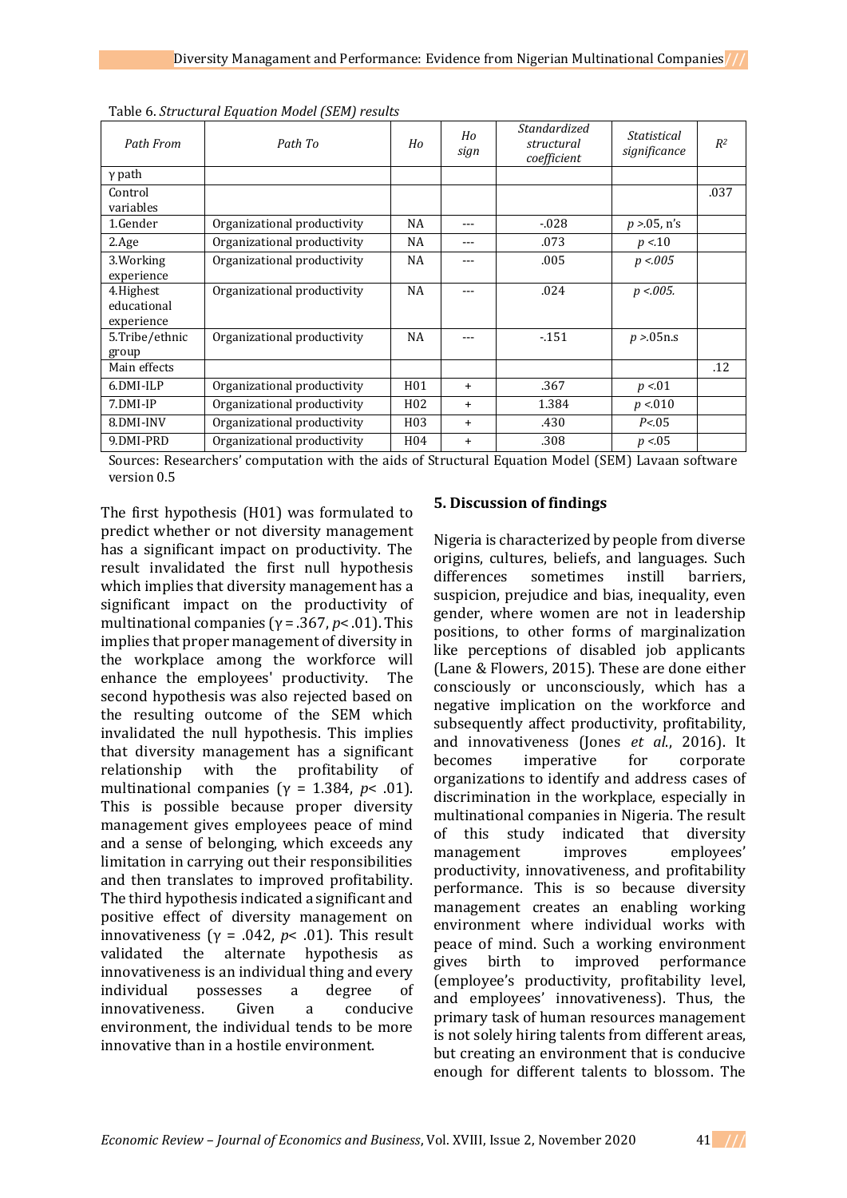Table 6. *Structural Equation Model (SEM) results*

| Path From | Path To | Ho | Ho sign | Standardized structural coefficient | Statistical significance | $R^2$ |
|---|---|---|---|---|---|---|
| γ path | | | | | | |
| Control variables | | | | | | .037 |
| 1.Gender | Organizational productivity | NA | --- | -.028 | $p$ >.05, n's | |
| 2.Age | Organizational productivity | NA | --- | .073 | $p$ <.10 | |
| 3.Working experience | Organizational productivity | NA | --- | .005 | $p$ <.005 | |
| 4.Highest educational experience | Organizational productivity | NA | --- | .024 | $p$ <.005. | |
| 5.Tribe/ethnic group | Organizational productivity | NA | --- | -.151 | $p$ >.05n.s | |
| Main effects | | | | | | .12 |
| 6.DMI-ILP | Organizational productivity | H01 | + | .367 | $p$ <.01 | |
| 7.DMI-IP | Organizational productivity | H02 | + | 1.384 | $p$ <.010 | |
| 8.DMI-INV | Organizational productivity | H03 | + | .430 | $P$<.05 | |
| 9.DMI-PRD | Organizational productivity | H04 | + | .308 | $p$ <.05 | |

Sources: Researchers' computation with the aids of Structural Equation Model (SEM) Lavaan software version 0.5

The first hypothesis (H01) was formulated to predict whether or not diversity management has a significant impact on productivity. The result invalidated the first null hypothesis which implies that diversity management has a significant impact on the productivity of multinational companies (γ = .367, $p$< .01). This implies that proper management of diversity in the workplace among the workforce will enhance the employees' productivity. The second hypothesis was also rejected based on the resulting outcome of the SEM which invalidated the null hypothesis. This implies that diversity management has a significant relationship with the profitability of multinational companies (γ = 1.384, $p$< .01). This is possible because proper diversity management gives employees peace of mind and a sense of belonging, which exceeds any limitation in carrying out their responsibilities and then translates to improved profitability. The third hypothesis indicated a significant and positive effect of diversity management on innovativeness (γ = .042, $p$< .01). This result validated the alternate hypothesis as innovativeness is an individual thing and every individual possesses a degree of innovativeness. Given a conducive environment, the individual tends to be more innovative than in a hostile environment.

## 5. Discussion of findings

Nigeria is characterized by people from diverse origins, cultures, beliefs, and languages. Such differences sometimes instill barriers, suspicion, prejudice and bias, inequality, even gender, where women are not in leadership positions, to other forms of marginalization like perceptions of disabled job applicants (Lane & Flowers, 2015). These are done either consciously or unconsciously, which has a negative implication on the workforce and subsequently affect productivity, profitability, and innovativeness (Jones *et al.*, 2016). It becomes imperative for corporate organizations to identify and address cases of discrimination in the workplace, especially in multinational companies in Nigeria. The result of this study indicated that diversity management improves employees' productivity, innovativeness, and profitability performance. This is so because diversity management creates an enabling working environment where individual works with peace of mind. Such a working environment gives birth to improved performance (employee's productivity, profitability level, and employees' innovativeness). Thus, the primary task of human resources management is not solely hiring talents from different areas, but creating an environment that is conducive enough for different talents to blossom. The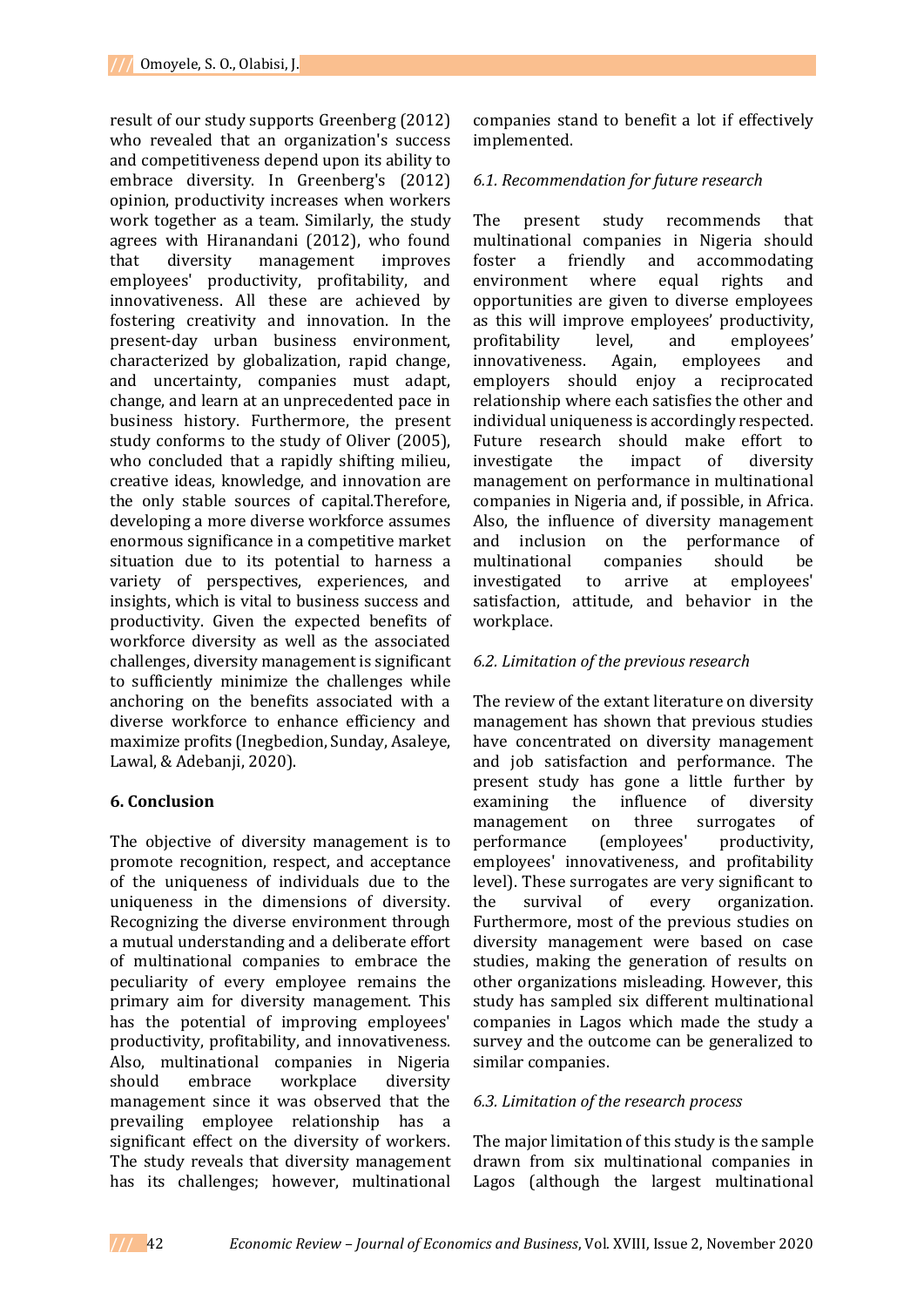result of our study supports Greenberg (2012) who revealed that an organization's success and competitiveness depend upon its ability to embrace diversity. In Greenberg's (2012) opinion, productivity increases when workers work together as a team. Similarly, the study agrees with Hiranandani (2012), who found that diversity management improves employees' productivity, profitability, and innovativeness. All these are achieved by fostering creativity and innovation. In the present-day urban business environment, characterized by globalization, rapid change, and uncertainty, companies must adapt, change, and learn at an unprecedented pace in business history. Furthermore, the present study conforms to the study of Oliver (2005), who concluded that a rapidly shifting milieu, creative ideas, knowledge, and innovation are the only stable sources of capital.Therefore, developing a more diverse workforce assumes enormous significance in a competitive market situation due to its potential to harness a variety of perspectives, experiences, and insights, which is vital to business success and productivity. Given the expected benefits of workforce diversity as well as the associated challenges, diversity management is significant to sufficiently minimize the challenges while anchoring on the benefits associated with a diverse workforce to enhance efficiency and maximize profits (Inegbedion, Sunday, Asaleye, Lawal, & Adebanji, 2020).

## 6. Conclusion

The objective of diversity management is to promote recognition, respect, and acceptance of the uniqueness of individuals due to the uniqueness in the dimensions of diversity. Recognizing the diverse environment through a mutual understanding and a deliberate effort of multinational companies to embrace the peculiarity of every employee remains the primary aim for diversity management. This has the potential of improving employees' productivity, profitability, and innovativeness. Also, multinational companies in Nigeria should embrace workplace diversity management since it was observed that the prevailing employee relationship has a significant effect on the diversity of workers. The study reveals that diversity management has its challenges; however, multinational companies stand to benefit a lot if effectively implemented.

### *6.1. Recommendation for future research*

The present study recommends that multinational companies in Nigeria should foster a friendly and accommodating environment where equal rights and opportunities are given to diverse employees as this will improve employees' productivity, profitability level, and employees' innovativeness. Again, employees and employers should enjoy a reciprocated relationship where each satisfies the other and individual uniqueness is accordingly respected. Future research should make effort to investigate the impact of diversity management on performance in multinational companies in Nigeria and, if possible, in Africa. Also, the influence of diversity management and inclusion on the performance of multinational companies should be investigated to arrive at employees' satisfaction, attitude, and behavior in the workplace.

### *6.2. Limitation of the previous research*

The review of the extant literature on diversity management has shown that previous studies have concentrated on diversity management and job satisfaction and performance. The present study has gone a little further by examining the influence of diversity management on three surrogates of performance (employees' productivity, employees' innovativeness, and profitability level). These surrogates are very significant to the survival of every organization. Furthermore, most of the previous studies on diversity management were based on case studies, making the generation of results on other organizations misleading. However, this study has sampled six different multinational companies in Lagos which made the study a survey and the outcome can be generalized to similar companies.

### *6.3. Limitation of the research process*

The major limitation of this study is the sample drawn from six multinational companies in Lagos (although the largest multinational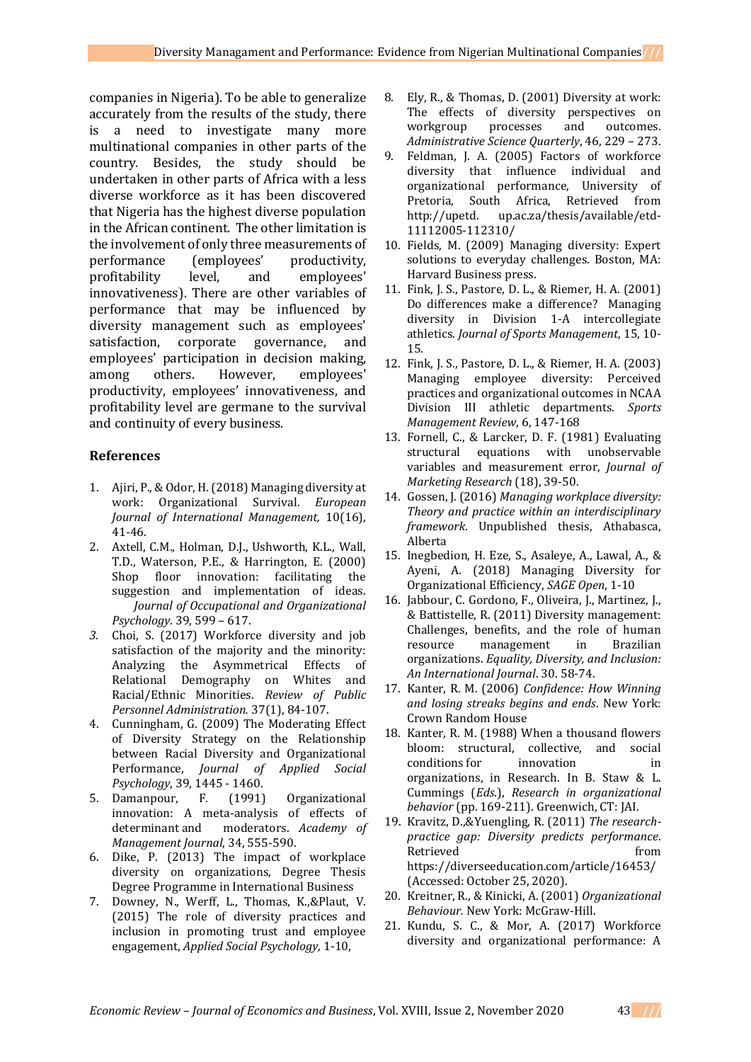companies in Nigeria). To be able to generalize accurately from the results of the study, there is a need to investigate many more multinational companies in other parts of the country. Besides, the study should be undertaken in other parts of Africa with a less diverse workforce as it has been discovered that Nigeria has the highest diverse population in the African continent. The other limitation is the involvement of only three measurements of performance (employees' productivity, profitability level, and employees' innovativeness). There are other variables of performance that may be influenced by diversity management such as employees' satisfaction, corporate governance, and employees' participation in decision making, among others. However, employees' productivity, employees' innovativeness, and profitability level are germane to the survival and continuity of every business.

## References

1. Ajiri, P., & Odor, H. (2018) Managing diversity at work: Organizational Survival. *European Journal of International Management,* 10(16), 41-46.
2. Axtell, C.M., Holman, D.J., Ushworth, K.L., Wall, T.D., Waterson, P.E., & Harrington, E. (2000) Shop floor innovation: facilitating the suggestion and implementation of ideas. *Journal of Occupational and Organizational Psychology*. 39, 599 – 617.
3. Choi, S. (2017) Workforce diversity and job satisfaction of the majority and the minority: Analyzing the Asymmetrical Effects of Relational Demography on Whites and Racial/Ethnic Minorities. *Review of Public Personnel Administration.* 37(1), 84-107.
4. Cunningham, G. (2009) The Moderating Effect of Diversity Strategy on the Relationship between Racial Diversity and Organizational Performance, *Journal of Applied Social Psychology*, 39, 1445 - 1460.
5. Damanpour, F. (1991) Organizational innovation: A meta-analysis of effects of determinant and moderators. *Academy of Management Journal*, 34, 555-590.
6. Dike, P. (2013) The impact of workplace diversity on organizations, Degree Thesis Degree Programme in International Business
7. Downey, N., Werff, L., Thomas, K.,&Plaut, V. (2015) The role of diversity practices and inclusion in promoting trust and employee engagement, *Applied Social Psychology,* 1-10,
8. Ely, R., & Thomas, D. (2001) Diversity at work: The effects of diversity perspectives on workgroup processes and outcomes. *Administrative Science Quarterly*, 46, 229 – 273.
9. Feldman, J. A. (2005) Factors of workforce diversity that influence individual and organizational performance, University of Pretoria, South Africa, Retrieved from http://upetd. up.ac.za/thesis/available/etd-11112005-112310/
10. Fields, M. (2009) Managing diversity: Expert solutions to everyday challenges. Boston, MA: Harvard Business press.
11. Fink, J. S., Pastore, D. L., & Riemer, H. A. (2001) Do differences make a difference? Managing diversity in Division 1-A intercollegiate athletics. *Journal of Sports Management*, 15, 10-15.
12. Fink, J. S., Pastore, D. L., & Riemer, H. A. (2003) Managing employee diversity: Perceived practices and organizational outcomes in NCAA Division III athletic departments. *Sports Management Review*, 6, 147-168
13. Fornell, C., & Larcker, D. F. (1981) Evaluating structural equations with unobservable variables and measurement error, *Journal of Marketing Research* (18), 39-50.
14. Gossen, J. (2016) *Managing workplace diversity: Theory and practice within an interdisciplinary framework*. Unpublished thesis, Athabasca, Alberta
15. Inegbedion, H. Eze, S., Asaleye, A., Lawal, A., & Ayeni, A. (2018) Managing Diversity for Organizational Efficiency, *SAGE Open*, 1-10
16. Jabbour, C. Gordono, F., Oliveira, J., Martinez, J., & Battistelle, R. (2011) Diversity management: Challenges, benefits, and the role of human resource management in Brazilian organizations. *Equality, Diversity, and Inclusion: An International Journal*. 30. 58-74.
17. Kanter, R. M. (2006) *Confidence: How Winning and losing streaks begins and ends*. New York: Crown Random House
18. Kanter, R. M. (1988) When a thousand flowers bloom: structural, collective, and social conditions for innovation in organizations, in Research. In B. Staw & L. Cummings (*Eds.*), *Research in organizational behavior* (pp. 169-211). Greenwich, CT: JAI.
19. Kravitz, D.,&Yuengling, R. (2011) *The research-practice gap: Diversity predicts performance*. Retrieved from https://diverseeducation.com/article/16453/ (Accessed: October 25, 2020).
20. Kreitner, R., & Kinicki, A. (2001) *Organizational Behaviour.* New York: McGraw-Hill.
21. Kundu, S. C., & Mor, A. (2017) Workforce diversity and organizational performance: A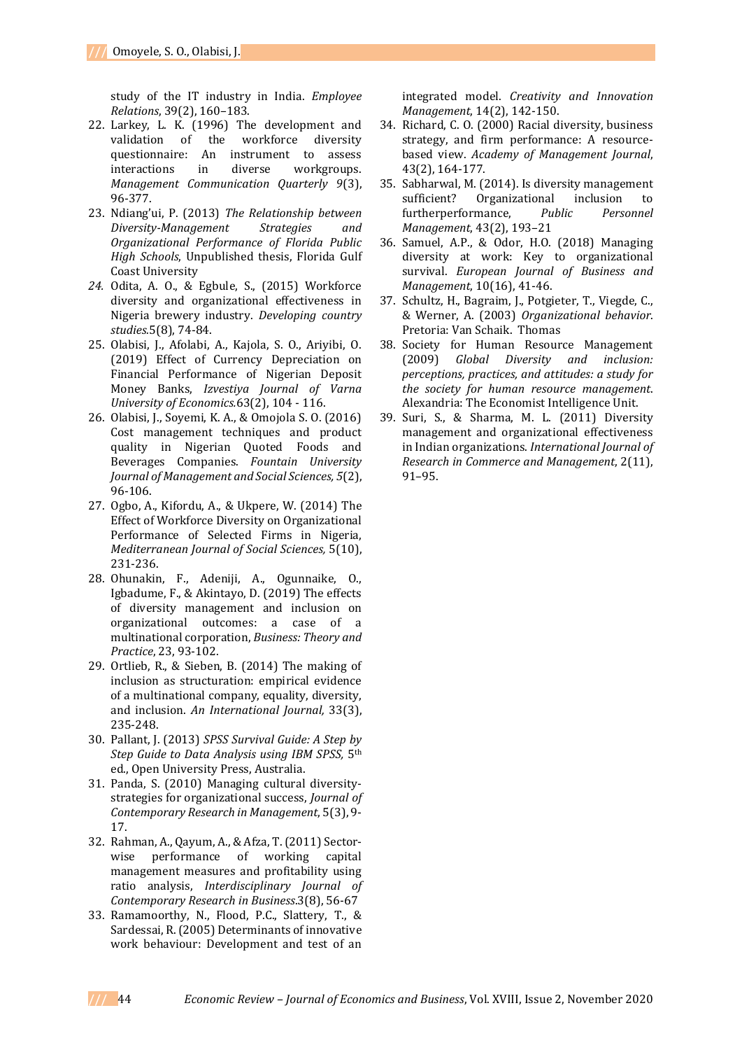study of the IT industry in India. *Employee Relations*, 39(2), 160–183.

22. Larkey, L. K. (1996) The development and validation of the workforce diversity questionnaire: An instrument to assess interactions in diverse workgroups. *Management Communication Quarterly 9*(3), 96-377.
23. Ndiang'ui, P. (2013) *The Relationship between Diversity-Management Strategies and Organizational Performance of Florida Public High Schools*, Unpublished thesis, Florida Gulf Coast University
24. Odita, A. O., & Egbule, S., (2015) Workforce diversity and organizational effectiveness in Nigeria brewery industry. *Developing country studies*.5(8), 74-84.
25. Olabisi, J., Afolabi, A., Kajola, S. O., Ariyibi, O. (2019) Effect of Currency Depreciation on Financial Performance of Nigerian Deposit Money Banks, *Izvestiya Journal of Varna University of Economics.*63(2), 104 - 116.
26. Olabisi, J., Soyemi, K. A., & Omojola S. O. (2016) Cost management techniques and product quality in Nigerian Quoted Foods and Beverages Companies. *Fountain University Journal of Management and Social Sciences, 5*(2), 96-106.
27. Ogbo, A., Kifordu, A., & Ukpere, W. (2014) The Effect of Workforce Diversity on Organizational Performance of Selected Firms in Nigeria, *Mediterranean Journal of Social Sciences,* 5(10), 231-236.
28. Ohunakin, F., Adeniji, A., Ogunnaike, O., Igbadume, F., & Akintayo, D. (2019) The effects of diversity management and inclusion on organizational outcomes: a case of a multinational corporation, *Business: Theory and Practice*, 23, 93-102.
29. Ortlieb, R., & Sieben, B. (2014) The making of inclusion as structuration: empirical evidence of a multinational company, equality, diversity, and inclusion. *An International Journal,* 33(3), 235-248.
30. Pallant, J. (2013) *SPSS Survival Guide: A Step by Step Guide to Data Analysis using IBM SPSS,* 5th ed., Open University Press, Australia.
31. Panda, S. (2010) Managing cultural diversity-strategies for organizational success, *Journal of Contemporary Research in Management*, 5(3), 9-17.
32. Rahman, A., Qayum, A., & Afza, T. (2011) Sector-wise performance of working capital management measures and profitability using ratio analysis, *Interdisciplinary Journal of Contemporary Research in Business*.3(8), 56-67
33. Ramamoorthy, N., Flood, P.C., Slattery, T., & Sardessai, R. (2005) Determinants of innovative work behaviour: Development and test of an integrated model. *Creativity and Innovation Management*, 14(2), 142-150.
34. Richard, C. O. (2000) Racial diversity, business strategy, and firm performance: A resource-based view. *Academy of Management Journal*, 43(2), 164-177.
35. Sabharwal, M. (2014). Is diversity management sufficient? Organizational inclusion to furtherperformance, *Public Personnel Management*, 43(2), 193–21
36. Samuel, A.P., & Odor, H.O. (2018) Managing diversity at work: Key to organizational survival. *European Journal of Business and Management*, 10(16), 41-46.
37. Schultz, H., Bagraim, J., Potgieter, T., Viegde, C., & Werner, A. (2003) *Organizational behavior*. Pretoria: Van Schaik. Thomas
38. Society for Human Resource Management (2009) *Global Diversity and inclusion: perceptions, practices, and attitudes: a study for the society for human resource management*. Alexandria: The Economist Intelligence Unit.
39. Suri, S., & Sharma, M. L. (2011) Diversity management and organizational effectiveness in Indian organizations. *International Journal of Research in Commerce and Management*, 2(11), 91–95.